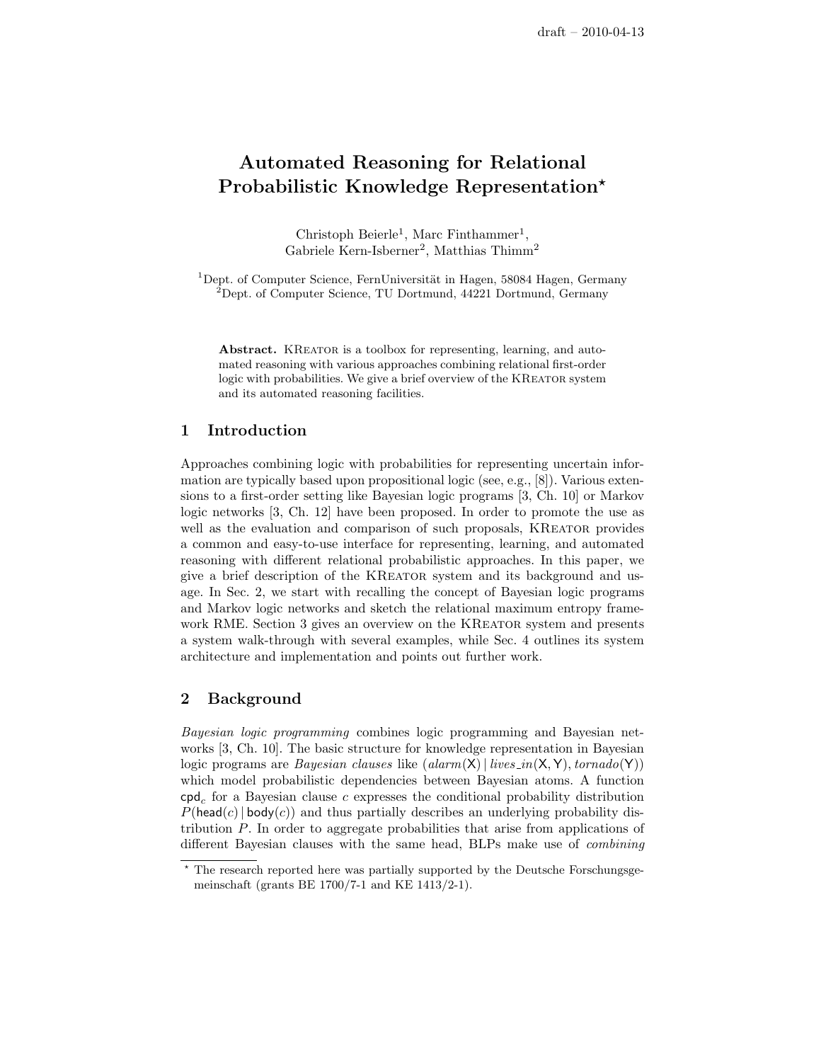# Automated Reasoning for Relational Probabilistic Knowledge Representation*

Christoph Beierle[1], Marc Finthammer[1], Gabriele Kern-Isberner[2], Matthias Thimm[2]

[1]Dept. of Computer Science, FernUniversität in Hagen, 58084 Hagen, Germany
[2]Dept. of Computer Science, TU Dortmund, 44221 Dortmund, Germany

**Abstract.** KReator is a toolbox for representing, learning, and automated reasoning with various approaches combining relational first-order logic with probabilities. We give a brief overview of the KReator system and its automated reasoning facilities.

## 1 Introduction

Approaches combining logic with probabilities for representing uncertain information are typically based upon propositional logic (see, e.g., [8]). Various extensions to a first-order setting like Bayesian logic programs [3, Ch. 10] or Markov logic networks [3, Ch. 12] have been proposed. In order to promote the use as well as the evaluation and comparison of such proposals, KReator provides a common and easy-to-use interface for representing, learning, and automated reasoning with different relational probabilistic approaches. In this paper, we give a brief description of the KReator system and its background and usage. In Sec. 2, we start with recalling the concept of Bayesian logic programs and Markov logic networks and sketch the relational maximum entropy framework RME. Section 3 gives an overview on the KReator system and presents a system walk-through with several examples, while Sec. 4 outlines its system architecture and implementation and points out further work.

## 2 Background

*Bayesian logic programming* combines logic programming and Bayesian networks [3, Ch. 10]. The basic structure for knowledge representation in Bayesian logic programs are *Bayesian clauses* like $(alarm(\mathsf{X}) \,|\, lives\_in(\mathsf{X}, \mathsf{Y}), tornado(\mathsf{Y}))$ which model probabilistic dependencies between Bayesian atoms. A function $\mathsf{cpd}_c$ for a Bayesian clause $c$ expresses the conditional probability distribution $P(\mathsf{head}(c) \,|\, \mathsf{body}(c))$ and thus partially describes an underlying probability distribution $P$. In order to aggregate probabilities that arise from applications of different Bayesian clauses with the same head, BLPs make use of *combining*

* The research reported here was partially supported by the Deutsche Forschungsgemeinschaft (grants BE 1700/7-1 and KE 1413/2-1).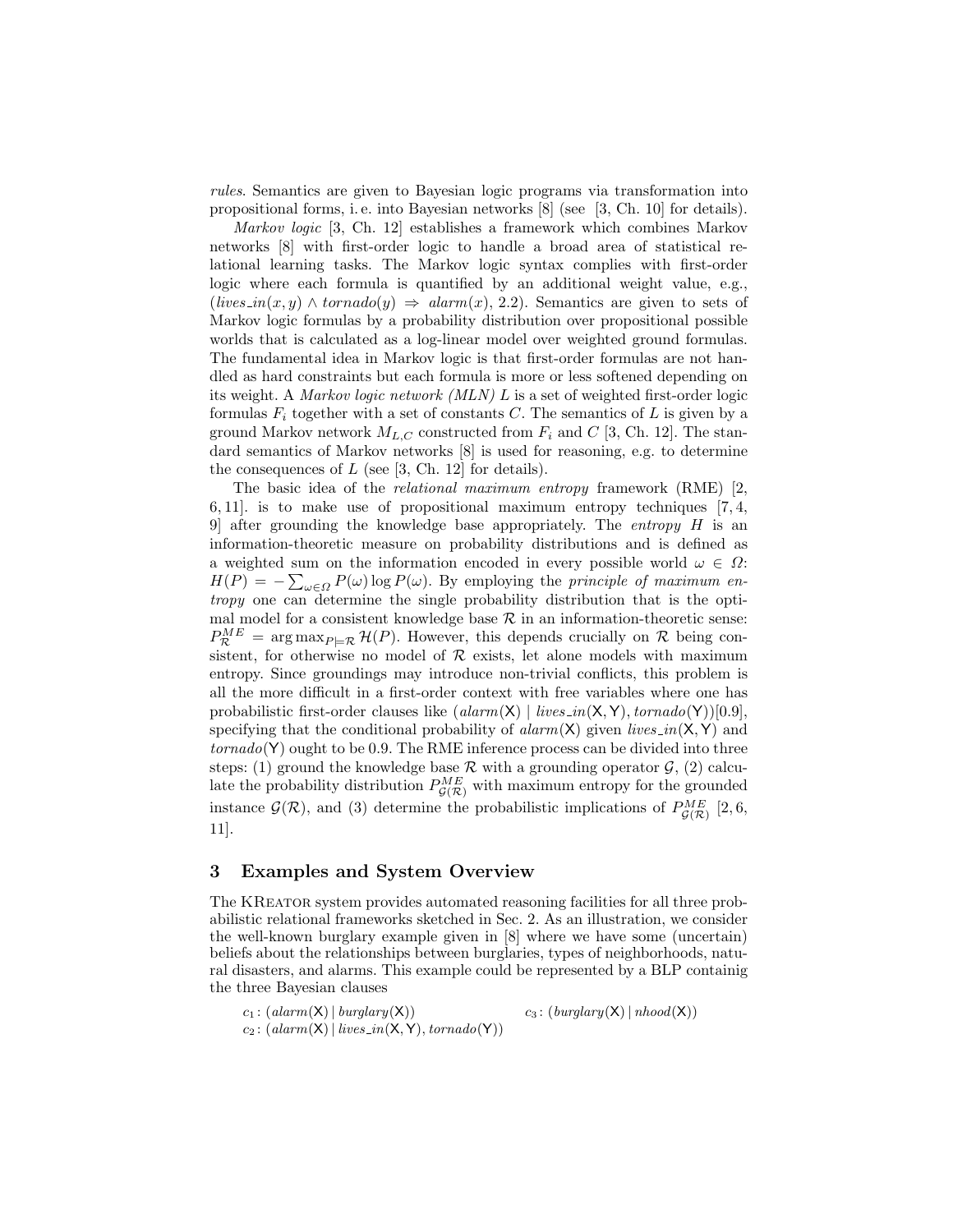*rules*. Semantics are given to Bayesian logic programs via transformation into propositional forms, i. e. into Bayesian networks [8] (see [3, Ch. 10] for details).

*Markov logic* [3, Ch. 12] establishes a framework which combines Markov networks [8] with first-order logic to handle a broad area of statistical relational learning tasks. The Markov logic syntax complies with first-order logic where each formula is quantified by an additional weight value, e.g., $(lives\_in(x, y) \wedge tornado(y) \Rightarrow alarm(x), 2.2)$. Semantics are given to sets of Markov logic formulas by a probability distribution over propositional possible worlds that is calculated as a log-linear model over weighted ground formulas. The fundamental idea in Markov logic is that first-order formulas are not handled as hard constraints but each formula is more or less softened depending on its weight. A *Markov logic network (MLN)* $L$ is a set of weighted first-order logic formulas $F_i$ together with a set of constants $C$. The semantics of $L$ is given by a ground Markov network $M_{L,C}$ constructed from $F_i$ and $C$ [3, Ch. 12]. The standard semantics of Markov networks [8] is used for reasoning, e.g. to determine the consequences of $L$ (see [3, Ch. 12] for details).

The basic idea of the *relational maximum entropy* framework (RME) [2, 6, 11]. is to make use of propositional maximum entropy techniques [7, 4, 9] after grounding the knowledge base appropriately. The *entropy* $H$ is an information-theoretic measure on probability distributions and is defined as a weighted sum on the information encoded in every possible world $\omega \in \Omega$: $H(P) = -\sum_{\omega \in \Omega} P(\omega) \log P(\omega)$. By employing the *principle of maximum entropy* one can determine the single probability distribution that is the optimal model for a consistent knowledge base $\mathcal{R}$ in an information-theoretic sense: $P^{ME}_{\mathcal{R}} = \arg\max_{P \models \mathcal{R}} \mathcal{H}(P)$. However, this depends crucially on $\mathcal{R}$ being consistent, for otherwise no model of $\mathcal{R}$ exists, let alone models with maximum entropy. Since groundings may introduce non-trivial conflicts, this problem is all the more difficult in a first-order context with free variables where one has probabilistic first-order clauses like $(alarm(\mathsf{X}) \mid lives\_in(\mathsf{X}, \mathsf{Y}), tornado(\mathsf{Y}))[0.9]$, specifying that the conditional probability of $alarm(\mathsf{X})$ given $lives\_in(\mathsf{X}, \mathsf{Y})$ and $tornado(\mathsf{Y})$ ought to be 0.9. The RME inference process can be divided into three steps: (1) ground the knowledge base $\mathcal{R}$ with a grounding operator $\mathcal{G}$, (2) calculate the probability distribution $P^{ME}_{\mathcal{G}(\mathcal{R})}$ with maximum entropy for the grounded instance $\mathcal{G}(\mathcal{R})$, and (3) determine the probabilistic implications of $P^{ME}_{\mathcal{G}(\mathcal{R})}$ [2, 6, 11].

## 3 Examples and System Overview

The KReator system provides automated reasoning facilities for all three probabilistic relational frameworks sketched in Sec. 2. As an illustration, we consider the well-known burglary example given in [8] where we have some (uncertain) beliefs about the relationships between burglaries, types of neighborhoods, natural disasters, and alarms. This example could be represented by a BLP containig the three Bayesian clauses

$c_1: (alarm(\mathsf{X}) \mid burglary(\mathsf{X}))$

$c_2: (alarm(\mathsf{X}) \mid lives\_in(\mathsf{X}, \mathsf{Y}), tornado(\mathsf{Y}))$

$c_3: (burglary(\mathsf{X}) \mid nhood(\mathsf{X}))$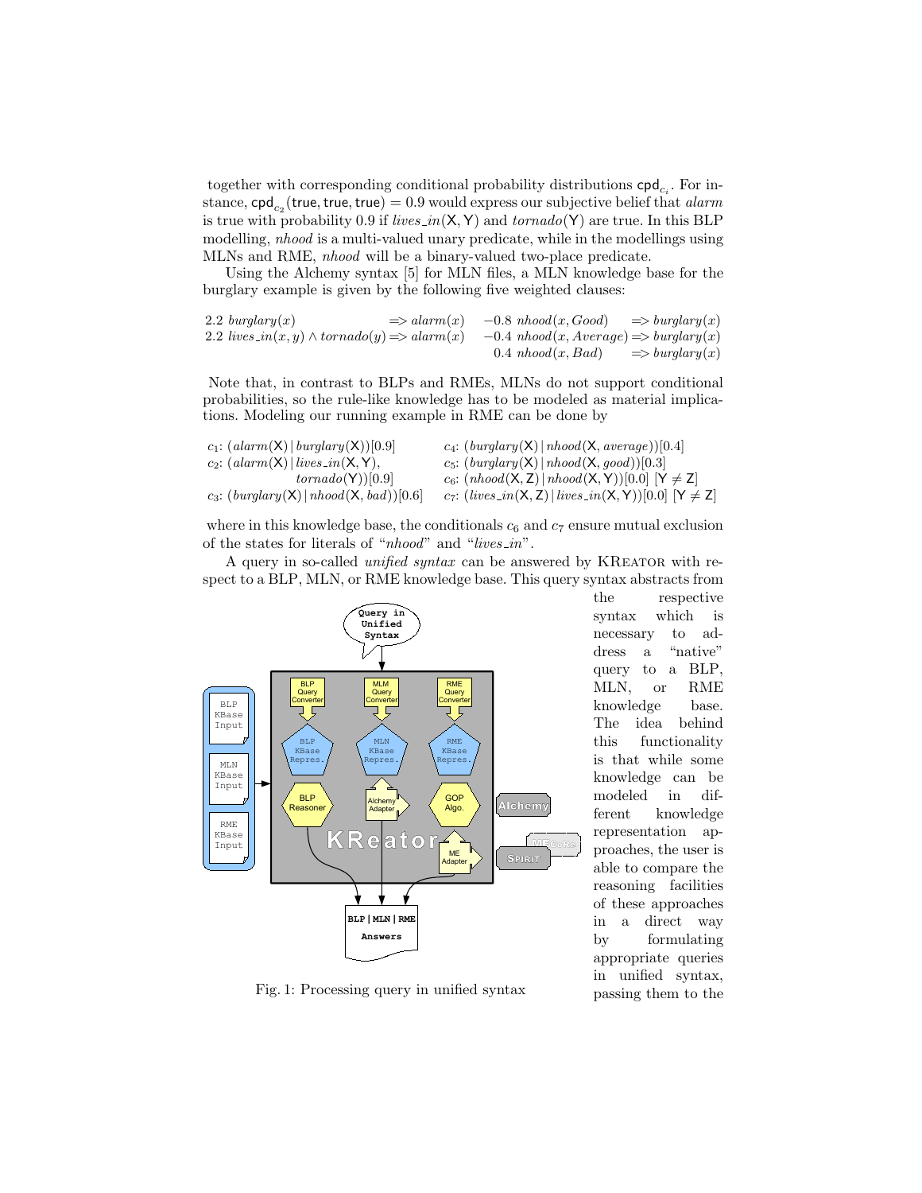together with corresponding conditional probability distributions $\mathsf{cpd}_{c_i}$. For instance, $\mathsf{cpd}_{c_2}(\mathsf{true}, \mathsf{true}, \mathsf{true}) = 0.9$ would express our subjective belief that *alarm* is true with probability 0.9 if $lives\_in(\mathsf{X}, \mathsf{Y})$ and $tornado(\mathsf{Y})$ are true. In this BLP modelling, *nhood* is a multi-valued unary predicate, while in the modellings using MLNs and RME, *nhood* will be a binary-valued two-place predicate.

Using the Alchemy syntax [5] for MLN files, a MLN knowledge base for the burglary example is given by the following five weighted clauses:

$$
\begin{array}{llll}
2.2 \; burglary(x) & \Rightarrow alarm(x) & -0.8 \; nhood(x, Good) & \Rightarrow burglary(x) \\
2.2 \; lives\_in(x, y) \wedge tornado(y) & \Rightarrow alarm(x) & -0.4 \; nhood(x, Average) & \Rightarrow burglary(x) \\
 & & 0.4 \; nhood(x, Bad) & \Rightarrow burglary(x)
\end{array}
$$

Note that, in contrast to BLPs and RMEs, MLNs do not support conditional probabilities, so the rule-like knowledge has to be modeled as material implications. Modeling our running example in RME can be done by

$c_1$: $(alarm(\mathsf{X}) \,|\, burglary(\mathsf{X}))[0.9]$

$c_2$: $(alarm(\mathsf{X}) \,|\, lives\_in(\mathsf{X}, \mathsf{Y}), tornado(\mathsf{Y}))[0.9]$

$c_3$: $(burglary(\mathsf{X}) \,|\, nhood(\mathsf{X}, bad))[0.6]$

$c_4$: $(burglary(\mathsf{X}) \,|\, nhood(\mathsf{X}, average))[0.4]$

$c_5$: $(burglary(\mathsf{X}) \,|\, nhood(\mathsf{X}, good))[0.3]$

$c_6$: $(nhood(\mathsf{X}, \mathsf{Z}) \,|\, nhood(\mathsf{X}, \mathsf{Y}))[0.0]$ $[\mathsf{Y} \neq \mathsf{Z}]$

$c_7$: $(lives\_in(\mathsf{X}, \mathsf{Z}) \,|\, lives\_in(\mathsf{X}, \mathsf{Y}))[0.0]$ $[\mathsf{Y} \neq \mathsf{Z}]$

where in this knowledge base, the conditionals $c_6$ and $c_7$ ensure mutual exclusion of the states for literals of "*nhood*" and "*lives_in*".

A query in so-called *unified syntax* can be answered by KREATOR with respect to a BLP, MLN, or RME knowledge base. This query syntax abstracts from the respective syntax which is necessary to address a "native" query to a BLP, MLN, or RME knowledge base. The idea behind this functionality is that while some knowledge can be modeled in different knowledge representation approaches, the user is able to compare the reasoning facilities of these approaches in a direct way by formulating appropriate queries in unified syntax, passing them to the

Fig. 1: Processing query in unified syntax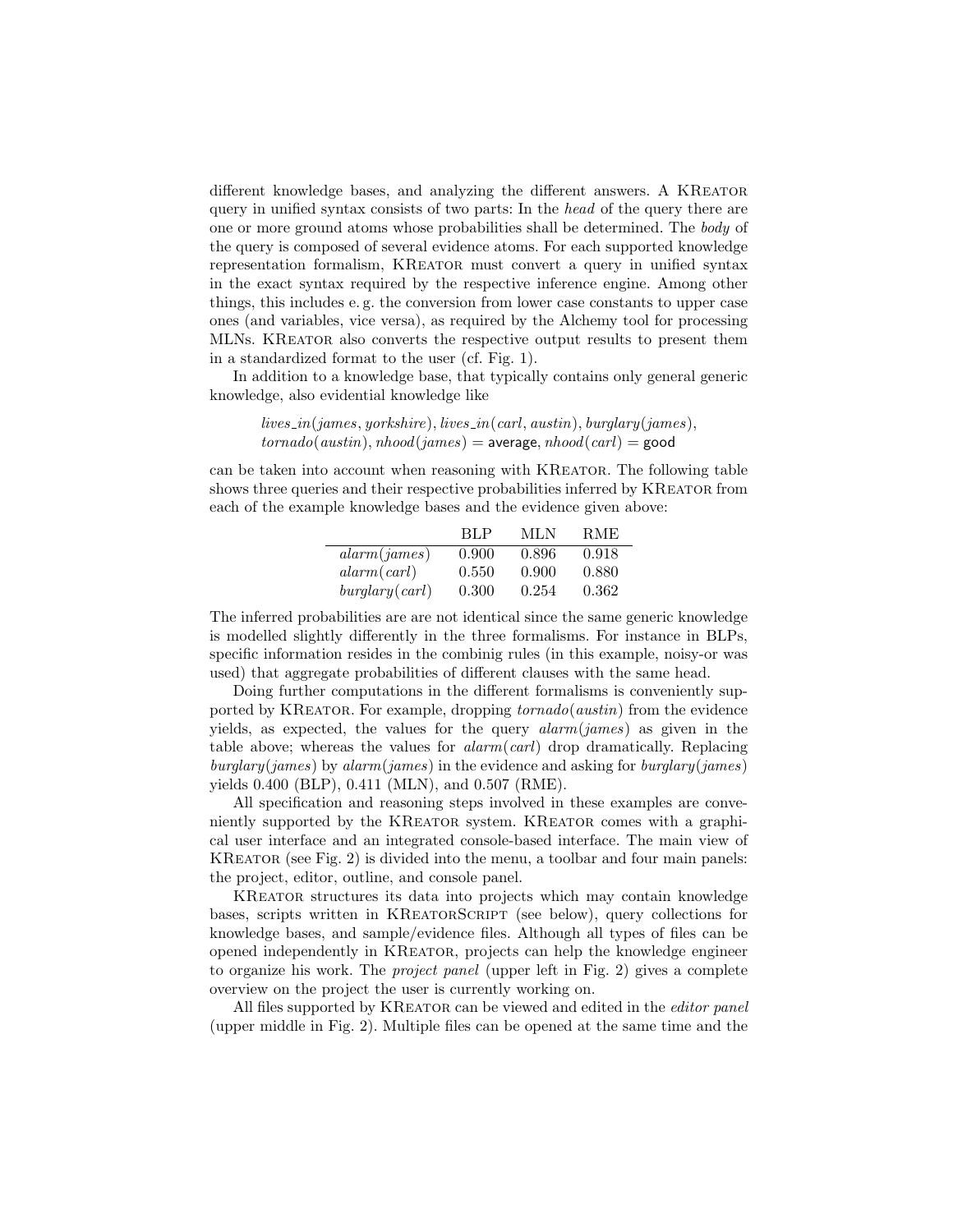different knowledge bases, and analyzing the different answers. A KReator query in unified syntax consists of two parts: In the *head* of the query there are one or more ground atoms whose probabilities shall be determined. The *body* of the query is composed of several evidence atoms. For each supported knowledge representation formalism, KReator must convert a query in unified syntax in the exact syntax required by the respective inference engine. Among other things, this includes e. g. the conversion from lower case constants to upper case ones (and variables, vice versa), as required by the Alchemy tool for processing MLNs. KReator also converts the respective output results to present them in a standardized format to the user (cf. Fig. 1).

In addition to a knowledge base, that typically contains only general generic knowledge, also evidential knowledge like

$$lives\_in(james, yorkshire), lives\_in(carl, austin), burglary(james),$$
$$tornado(austin), nhood(james) = \mathsf{average}, nhood(carl) = \mathsf{good}$$

can be taken into account when reasoning with KReator. The following table shows three queries and their respective probabilities inferred by KReator from each of the example knowledge bases and the evidence given above:

| | BLP | MLN | RME |
|---|---|---|---|
| *alarm*(*james*) | 0.900 | 0.896 | 0.918 |
| *alarm*(*carl*) | 0.550 | 0.900 | 0.880 |
| *burglary*(*carl*) | 0.300 | 0.254 | 0.362 |

The inferred probabilities are are not identical since the same generic knowledge is modelled slightly differently in the three formalisms. For instance in BLPs, specific information resides in the combinig rules (in this example, noisy-or was used) that aggregate probabilities of different clauses with the same head.

Doing further computations in the different formalisms is conveniently supported by KReator. For example, dropping *tornado*(*austin*) from the evidence yields, as expected, the values for the query *alarm*(*james*) as given in the table above; whereas the values for *alarm*(*carl*) drop dramatically. Replacing *burglary*(*james*) by *alarm*(*james*) in the evidence and asking for *burglary*(*james*) yields 0.400 (BLP), 0.411 (MLN), and 0.507 (RME).

All specification and reasoning steps involved in these examples are conveniently supported by the KReator system. KReator comes with a graphical user interface and an integrated console-based interface. The main view of KReator (see Fig. 2) is divided into the menu, a toolbar and four main panels: the project, editor, outline, and console panel.

KReator structures its data into projects which may contain knowledge bases, scripts written in KReatorScript (see below), query collections for knowledge bases, and sample/evidence files. Although all types of files can be opened independently in KReator, projects can help the knowledge engineer to organize his work. The *project panel* (upper left in Fig. 2) gives a complete overview on the project the user is currently working on.

All files supported by KReator can be viewed and edited in the *editor panel* (upper middle in Fig. 2). Multiple files can be opened at the same time and the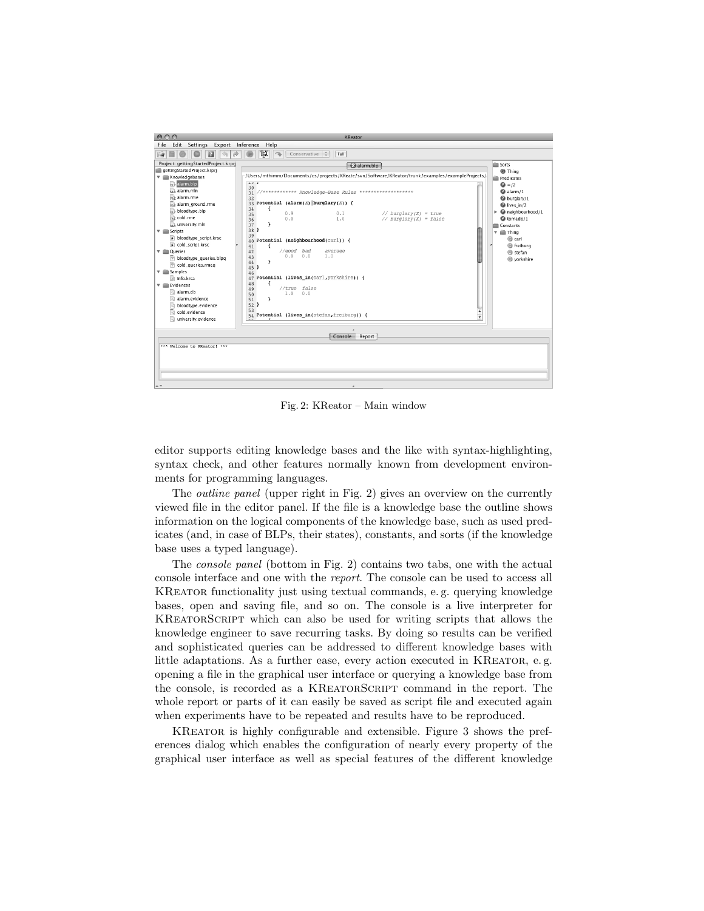Fig. 2: KReator – Main window

editor supports editing knowledge bases and the like with syntax-highlighting, syntax check, and other features normally known from development environments for programming languages.

The *outline panel* (upper right in Fig. 2) gives an overview on the currently viewed file in the editor panel. If the file is a knowledge base the outline shows information on the logical components of the knowledge base, such as used predicates (and, in case of BLPs, their states), constants, and sorts (if the knowledge base uses a typed language).

The *console panel* (bottom in Fig. 2) contains two tabs, one with the actual console interface and one with the *report*. The console can be used to access all KReator functionality just using textual commands, e. g. querying knowledge bases, open and saving file, and so on. The console is a live interpreter for KReatorScript which can also be used for writing scripts that allows the knowledge engineer to save recurring tasks. By doing so results can be verified and sophisticated queries can be addressed to different knowledge bases with little adaptations. As a further ease, every action executed in KReator, e. g. opening a file in the graphical user interface or querying a knowledge base from the console, is recorded as a KReatorScript command in the report. The whole report or parts of it can easily be saved as script file and executed again when experiments have to be repeated and results have to be reproduced.

KReator is highly configurable and extensible. Figure 3 shows the preferences dialog which enables the configuration of nearly every property of the graphical user interface as well as special features of the different knowledge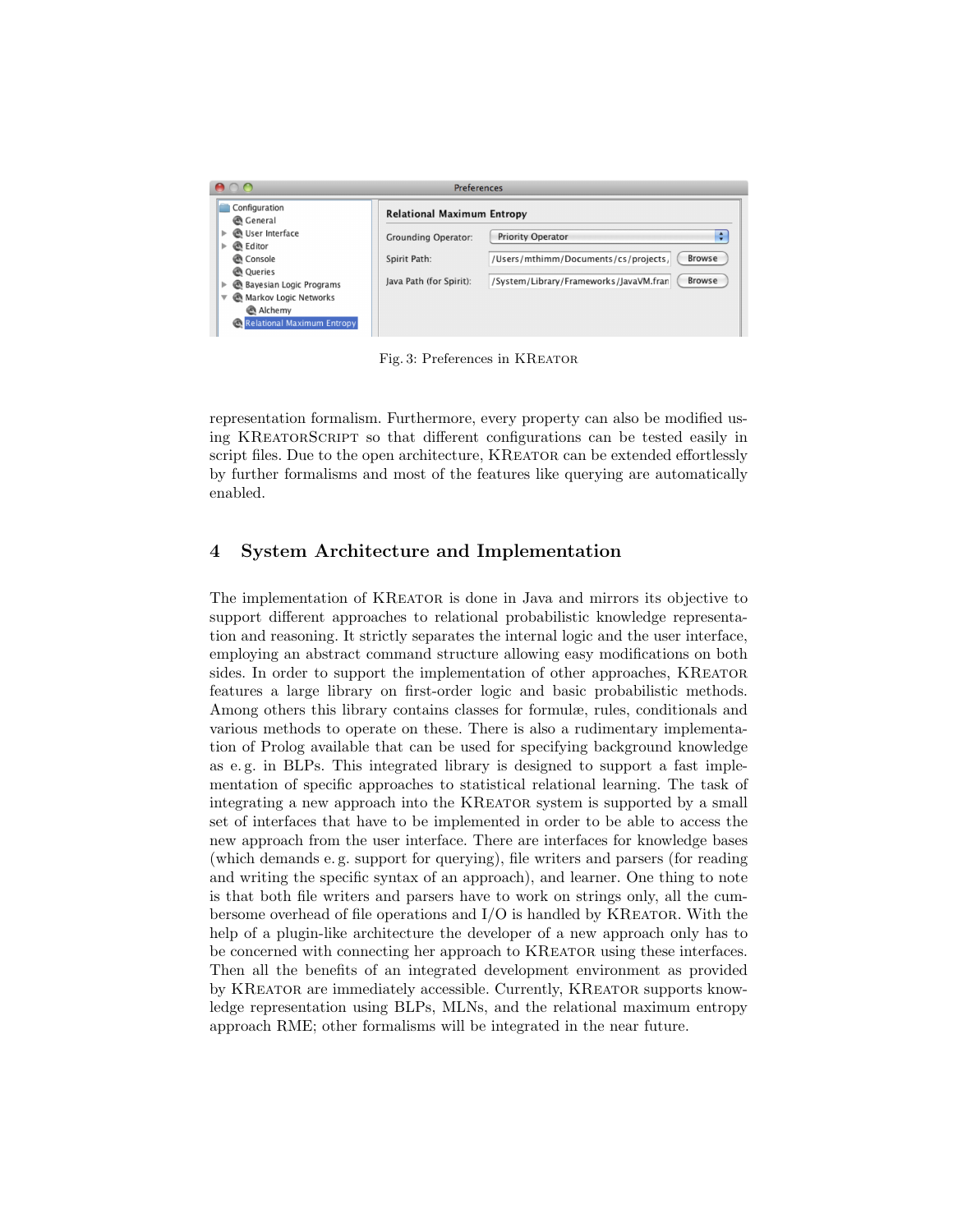Fig. 3: Preferences in KREATOR

representation formalism. Furthermore, every property can also be modified using KREATORSCRIPT so that different configurations can be tested easily in script files. Due to the open architecture, KREATOR can be extended effortlessly by further formalisms and most of the features like querying are automatically enabled.

## 4 System Architecture and Implementation

The implementation of KREATOR is done in Java and mirrors its objective to support different approaches to relational probabilistic knowledge representation and reasoning. It strictly separates the internal logic and the user interface, employing an abstract command structure allowing easy modifications on both sides. In order to support the implementation of other approaches, KREATOR features a large library on first-order logic and basic probabilistic methods. Among others this library contains classes for formulæ, rules, conditionals and various methods to operate on these. There is also a rudimentary implementation of Prolog available that can be used for specifying background knowledge as e. g. in BLPs. This integrated library is designed to support a fast implementation of specific approaches to statistical relational learning. The task of integrating a new approach into the KREATOR system is supported by a small set of interfaces that have to be implemented in order to be able to access the new approach from the user interface. There are interfaces for knowledge bases (which demands e. g. support for querying), file writers and parsers (for reading and writing the specific syntax of an approach), and learner. One thing to note is that both file writers and parsers have to work on strings only, all the cumbersome overhead of file operations and I/O is handled by KREATOR. With the help of a plugin-like architecture the developer of a new approach only has to be concerned with connecting her approach to KREATOR using these interfaces. Then all the benefits of an integrated development environment as provided by KREATOR are immediately accessible. Currently, KREATOR supports knowledge representation using BLPs, MLNs, and the relational maximum entropy approach RME; other formalisms will be integrated in the near future.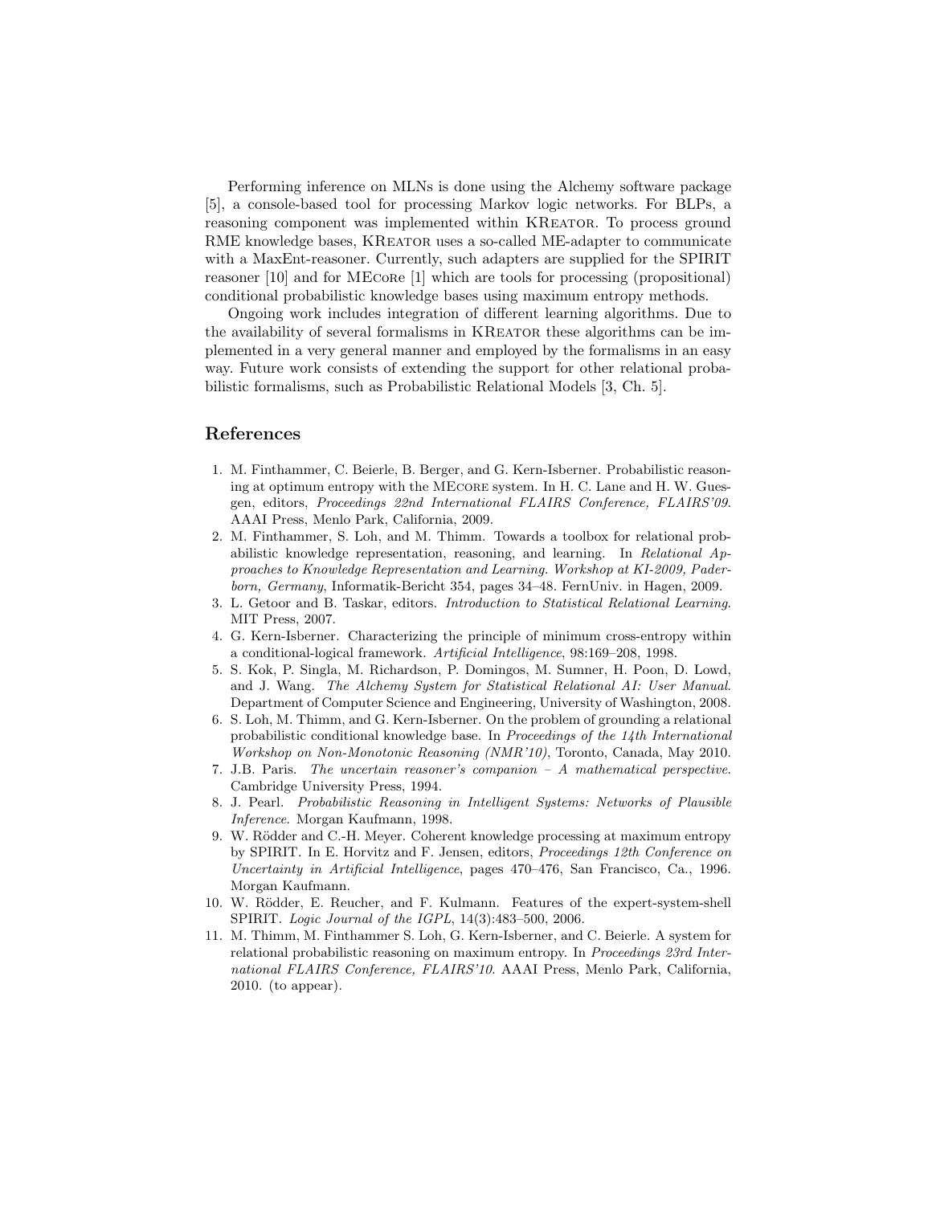Performing inference on MLNs is done using the Alchemy software package [5], a console-based tool for processing Markov logic networks. For BLPs, a reasoning component was implemented within KReator. To process ground RME knowledge bases, KReator uses a so-called ME-adapter to communicate with a MaxEnt-reasoner. Currently, such adapters are supplied for the SPIRIT reasoner [10] and for MEcore [1] which are tools for processing (propositional) conditional probabilistic knowledge bases using maximum entropy methods.

Ongoing work includes integration of different learning algorithms. Due to the availability of several formalisms in KReator these algorithms can be implemented in a very general manner and employed by the formalisms in an easy way. Future work consists of extending the support for other relational probabilistic formalisms, such as Probabilistic Relational Models [3, Ch. 5].

## References

1. M. Finthammer, C. Beierle, B. Berger, and G. Kern-Isberner. Probabilistic reasoning at optimum entropy with the MEcore system. In H. C. Lane and H. W. Guesgen, editors, *Proceedings 22nd International FLAIRS Conference, FLAIRS'09*. AAAI Press, Menlo Park, California, 2009.
2. M. Finthammer, S. Loh, and M. Thimm. Towards a toolbox for relational probabilistic knowledge representation, reasoning, and learning. In *Relational Approaches to Knowledge Representation and Learning. Workshop at KI-2009, Paderborn, Germany*, Informatik-Bericht 354, pages 34–48. FernUniv. in Hagen, 2009.
3. L. Getoor and B. Taskar, editors. *Introduction to Statistical Relational Learning*. MIT Press, 2007.
4. G. Kern-Isberner. Characterizing the principle of minimum cross-entropy within a conditional-logical framework. *Artificial Intelligence*, 98:169–208, 1998.
5. S. Kok, P. Singla, M. Richardson, P. Domingos, M. Sumner, H. Poon, D. Lowd, and J. Wang. *The Alchemy System for Statistical Relational AI: User Manual*. Department of Computer Science and Engineering, University of Washington, 2008.
6. S. Loh, M. Thimm, and G. Kern-Isberner. On the problem of grounding a relational probabilistic conditional knowledge base. In *Proceedings of the 14th International Workshop on Non-Monotonic Reasoning (NMR'10)*, Toronto, Canada, May 2010.
7. J.B. Paris. *The uncertain reasoner's companion – A mathematical perspective*. Cambridge University Press, 1994.
8. J. Pearl. *Probabilistic Reasoning in Intelligent Systems: Networks of Plausible Inference*. Morgan Kaufmann, 1998.
9. W. Rödder and C.-H. Meyer. Coherent knowledge processing at maximum entropy by SPIRIT. In E. Horvitz and F. Jensen, editors, *Proceedings 12th Conference on Uncertainty in Artificial Intelligence*, pages 470–476, San Francisco, Ca., 1996. Morgan Kaufmann.
10. W. Rödder, E. Reucher, and F. Kulmann. Features of the expert-system-shell SPIRIT. *Logic Journal of the IGPL*, 14(3):483–500, 2006.
11. M. Thimm, M. Finthammer S. Loh, G. Kern-Isberner, and C. Beierle. A system for relational probabilistic reasoning on maximum entropy. In *Proceedings 23rd International FLAIRS Conference, FLAIRS'10*. AAAI Press, Menlo Park, California, 2010. (to appear).